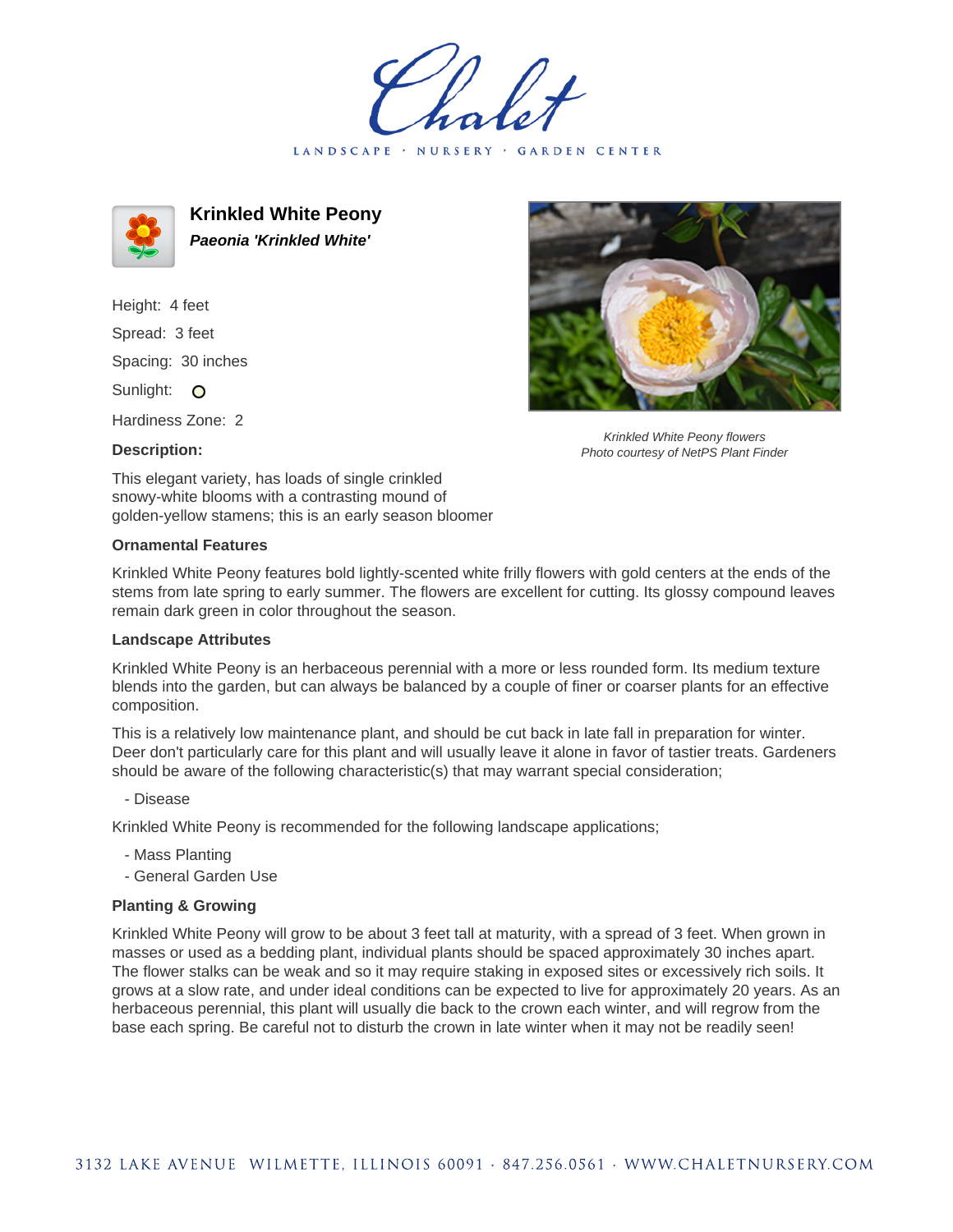# Krinkled White Peony

***Paeonia 'Krinkled White'***

Height: 4 feet

Spread: 3 feet

Spacing: 30 inches

Sunlight: O

Hardiness Zone: 2

*Krinkled White Peony flowers*
*Photo courtesy of NetPS Plant Finder*

**Description:**

This elegant variety, has loads of single crinkled snowy-white blooms with a contrasting mound of golden-yellow stamens; this is an early season bloomer

### Ornamental Features

Krinkled White Peony features bold lightly-scented white frilly flowers with gold centers at the ends of the stems from late spring to early summer. The flowers are excellent for cutting. Its glossy compound leaves remain dark green in color throughout the season.

### Landscape Attributes

Krinkled White Peony is an herbaceous perennial with a more or less rounded form. Its medium texture blends into the garden, but can always be balanced by a couple of finer or coarser plants for an effective composition.

This is a relatively low maintenance plant, and should be cut back in late fall in preparation for winter. Deer don't particularly care for this plant and will usually leave it alone in favor of tastier treats. Gardeners should be aware of the following characteristic(s) that may warrant special consideration;

- Disease

Krinkled White Peony is recommended for the following landscape applications;

- Mass Planting
- General Garden Use

### Planting & Growing

Krinkled White Peony will grow to be about 3 feet tall at maturity, with a spread of 3 feet. When grown in masses or used as a bedding plant, individual plants should be spaced approximately 30 inches apart. The flower stalks can be weak and so it may require staking in exposed sites or excessively rich soils. It grows at a slow rate, and under ideal conditions can be expected to live for approximately 20 years. As an herbaceous perennial, this plant will usually die back to the crown each winter, and will regrow from the base each spring. Be careful not to disturb the crown in late winter when it may not be readily seen!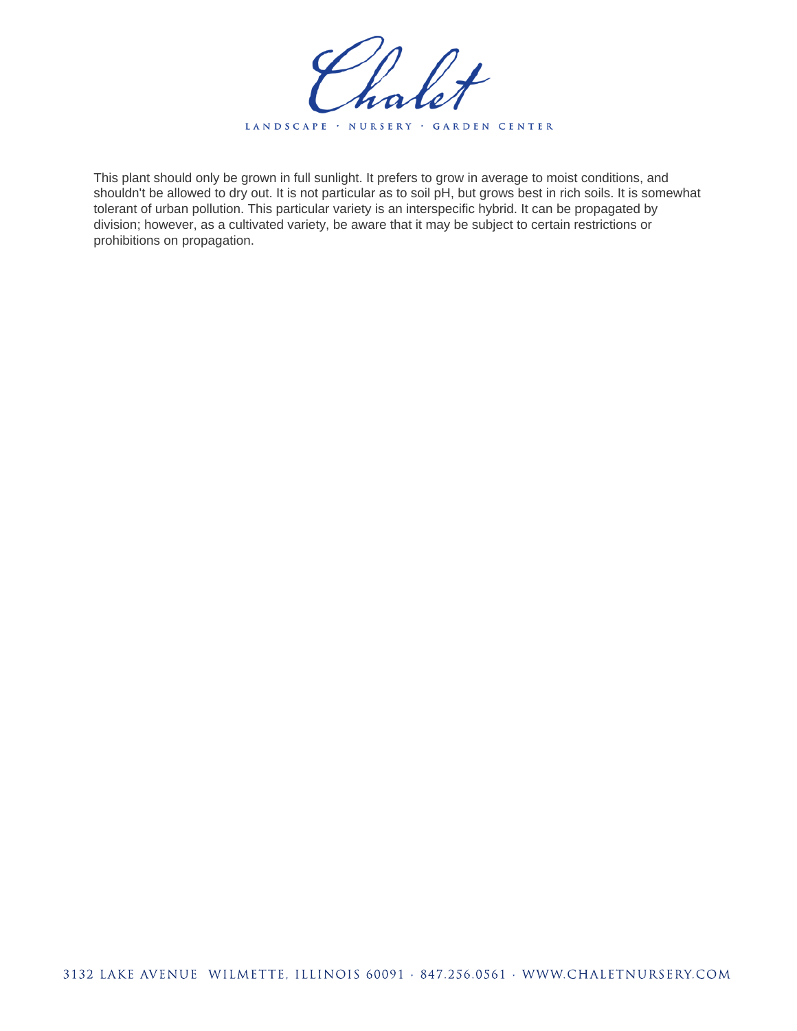This plant should only be grown in full sunlight. It prefers to grow in average to moist conditions, and shouldn't be allowed to dry out. It is not particular as to soil pH, but grows best in rich soils. It is somewhat tolerant of urban pollution. This particular variety is an interspecific hybrid. It can be propagated by division; however, as a cultivated variety, be aware that it may be subject to certain restrictions or prohibitions on propagation.